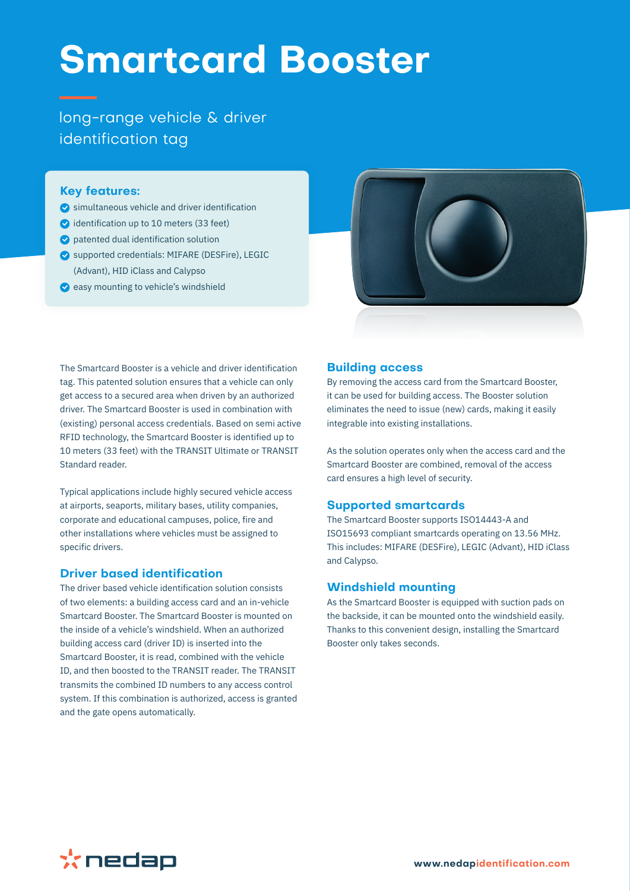# Smartcard Booster

long-range vehicle & driver identification tag

### Key features:

- simultaneous vehicle and driver identification
- identification up to 10 meters (33 feet)
- patented dual identification solution
- supported credentials: MIFARE (DESFire), LEGIC (Advant), HID iClass and Calypso
- easy mounting to vehicle's windshield

The Smartcard Booster is a vehicle and driver identification tag. This patented solution ensures that a vehicle can only get access to a secured area when driven by an authorized driver. The Smartcard Booster is used in combination with (existing) personal access credentials. Based on semi active RFID technology, the Smartcard Booster is identified up to 10 meters (33 feet) with the TRANSIT Ultimate or TRANSIT Standard reader.

Typical applications include highly secured vehicle access at airports, seaports, military bases, utility companies, corporate and educational campuses, police, fire and other installations where vehicles must be assigned to specific drivers.

## Driver based identification

The driver based vehicle identification solution consists of two elements: a building access card and an in-vehicle Smartcard Booster. The Smartcard Booster is mounted on the inside of a vehicle's windshield. When an authorized building access card (driver ID) is inserted into the Smartcard Booster, it is read, combined with the vehicle ID, and then boosted to the TRANSIT reader. The TRANSIT transmits the combined ID numbers to any access control system. If this combination is authorized, access is granted and the gate opens automatically.

## Building access

By removing the access card from the Smartcard Booster, it can be used for building access. The Booster solution eliminates the need to issue (new) cards, making it easily integrable into existing installations.

As the solution operates only when the access card and the Smartcard Booster are combined, removal of the access card ensures a high level of security.

## Supported smartcards

The Smartcard Booster supports ISO14443-A and ISO15693 compliant smartcards operating on 13.56 MHz. This includes: MIFARE (DESFire), LEGIC (Advant), HID iClass and Calypso.

## Windshield mounting

As the Smartcard Booster is equipped with suction pads on the backside, it can be mounted onto the windshield easily. Thanks to this convenient design, installing the Smartcard Booster only takes seconds.

nedap

www.nedapidentification.com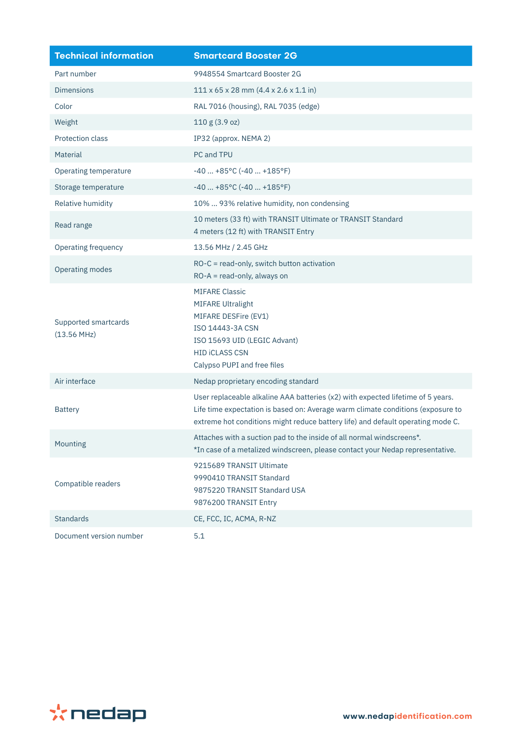| Technical information | Smartcard Booster 2G |
|---|---|
| Part number | 9948554 Smartcard Booster 2G |
| Dimensions | 111 x 65 x 28 mm (4.4 x 2.6 x 1.1 in) |
| Color | RAL 7016 (housing), RAL 7035 (edge) |
| Weight | 110 g (3.9 oz) |
| Protection class | IP32 (approx. NEMA 2) |
| Material | PC and TPU |
| Operating temperature | -40 ... +85°C (-40 ... +185°F) |
| Storage temperature | -40 ... +85°C (-40 ... +185°F) |
| Relative humidity | 10% ... 93% relative humidity, non condensing |
| Read range | 10 meters (33 ft) with TRANSIT Ultimate or TRANSIT Standard<br>4 meters (12 ft) with TRANSIT Entry |
| Operating frequency | 13.56 MHz / 2.45 GHz |
| Operating modes | RO-C = read-only, switch button activation<br>RO-A = read-only, always on |
| Supported smartcards (13.56 MHz) | MIFARE Classic<br>MIFARE Ultralight<br>MIFARE DESFire (EV1)<br>ISO 14443-3A CSN<br>ISO 15693 UID (LEGIC Advant)<br>HID iCLASS CSN<br>Calypso PUPI and free files |
| Air interface | Nedap proprietary encoding standard |
| Battery | User replaceable alkaline AAA batteries (x2) with expected lifetime of 5 years. Life time expectation is based on: Average warm climate conditions (exposure to extreme hot conditions might reduce battery life) and default operating mode C. |
| Mounting | Attaches with a suction pad to the inside of all normal windscreens*.<br>*In case of a metalized windscreen, please contact your Nedap representative. |
| Compatible readers | 9215689 TRANSIT Ultimate<br>9990410 TRANSIT Standard<br>9875220 TRANSIT Standard USA<br>9876200 TRANSIT Entry |
| Standards | CE, FCC, IC, ACMA, R-NZ |
| Document version number | 5.1 |

nedap

www.nedapidentification.com